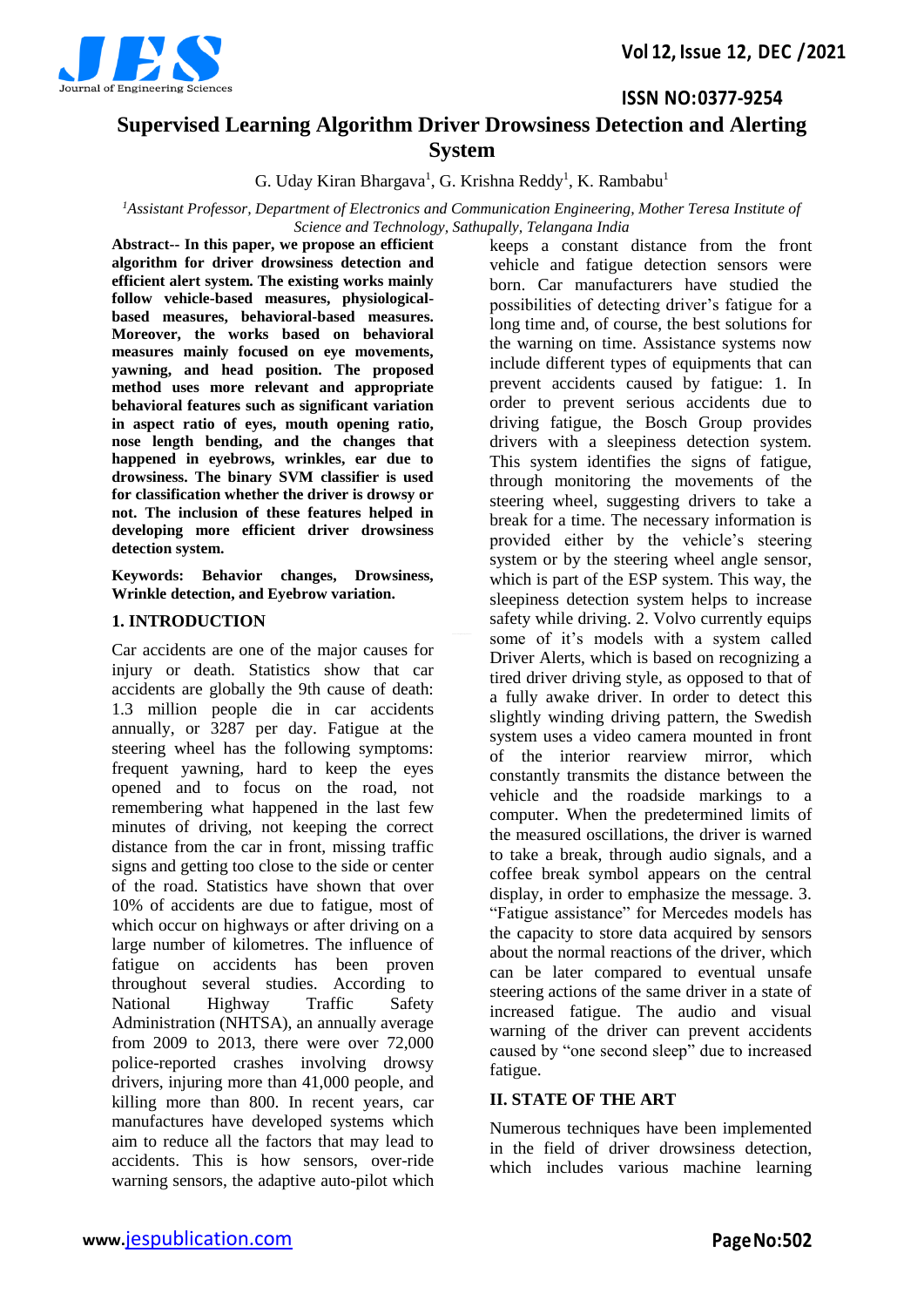# Supervised Learning Algorithm Driver Drowsiness Detection and Alerting System

G. Uday Kiran Bhargava[1], G. Krishna Reddy[1], K. Rambabu[1]

*[1]Assistant Professor, Department of Electronics and Communication Engineering, Mother Teresa Institute of Science and Technology, Sathupally, Telangana India*

**Abstract-- In this paper, we propose an efficient algorithm for driver drowsiness detection and efficient alert system. The existing works mainly follow vehicle-based measures, physiological-based measures, behavioral-based measures. Moreover, the works based on behavioral measures mainly focused on eye movements, yawning, and head position. The proposed method uses more relevant and appropriate behavioral features such as significant variation in aspect ratio of eyes, mouth opening ratio, nose length bending, and the changes that happened in eyebrows, wrinkles, ear due to drowsiness. The binary SVM classifier is used for classification whether the driver is drowsy or not. The inclusion of these features helped in developing more efficient driver drowsiness detection system.**

**Keywords: Behavior changes, Drowsiness, Wrinkle detection, and Eyebrow variation.**

## 1. INTRODUCTION

Car accidents are one of the major causes for injury or death. Statistics show that car accidents are globally the 9th cause of death: 1.3 million people die in car accidents annually, or 3287 per day. Fatigue at the steering wheel has the following symptoms: frequent yawning, hard to keep the eyes opened and to focus on the road, not remembering what happened in the last few minutes of driving, not keeping the correct distance from the car in front, missing traffic signs and getting too close to the side or center of the road. Statistics have shown that over 10% of accidents are due to fatigue, most of which occur on highways or after driving on a large number of kilometres. The influence of fatigue on accidents has been proven throughout several studies. According to National Highway Traffic Safety Administration (NHTSA), an annually average from 2009 to 2013, there were over 72,000 police-reported crashes involving drowsy drivers, injuring more than 41,000 people, and killing more than 800. In recent years, car manufactures have developed systems which aim to reduce all the factors that may lead to accidents. This is how sensors, over-ride warning sensors, the adaptive auto-pilot which keeps a constant distance from the front vehicle and fatigue detection sensors were born. Car manufacturers have studied the possibilities of detecting driver's fatigue for a long time and, of course, the best solutions for the warning on time. Assistance systems now include different types of equipments that can prevent accidents caused by fatigue: 1. In order to prevent serious accidents due to driving fatigue, the Bosch Group provides drivers with a sleepiness detection system. This system identifies the signs of fatigue, through monitoring the movements of the steering wheel, suggesting drivers to take a break for a time. The necessary information is provided either by the vehicle's steering system or by the steering wheel angle sensor, which is part of the ESP system. This way, the sleepiness detection system helps to increase safety while driving. 2. Volvo currently equips some of it's models with a system called Driver Alerts, which is based on recognizing a tired driver driving style, as opposed to that of a fully awake driver. In order to detect this slightly winding driving pattern, the Swedish system uses a video camera mounted in front of the interior rearview mirror, which constantly transmits the distance between the vehicle and the roadside markings to a computer. When the predetermined limits of the measured oscillations, the driver is warned to take a break, through audio signals, and a coffee break symbol appears on the central display, in order to emphasize the message. 3. "Fatigue assistance" for Mercedes models has the capacity to store data acquired by sensors about the normal reactions of the driver, which can be later compared to eventual unsafe steering actions of the same driver in a state of increased fatigue. The audio and visual warning of the driver can prevent accidents caused by "one second sleep" due to increased fatigue.

## II. STATE OF THE ART

Numerous techniques have been implemented in the field of driver drowsiness detection, which includes various machine learning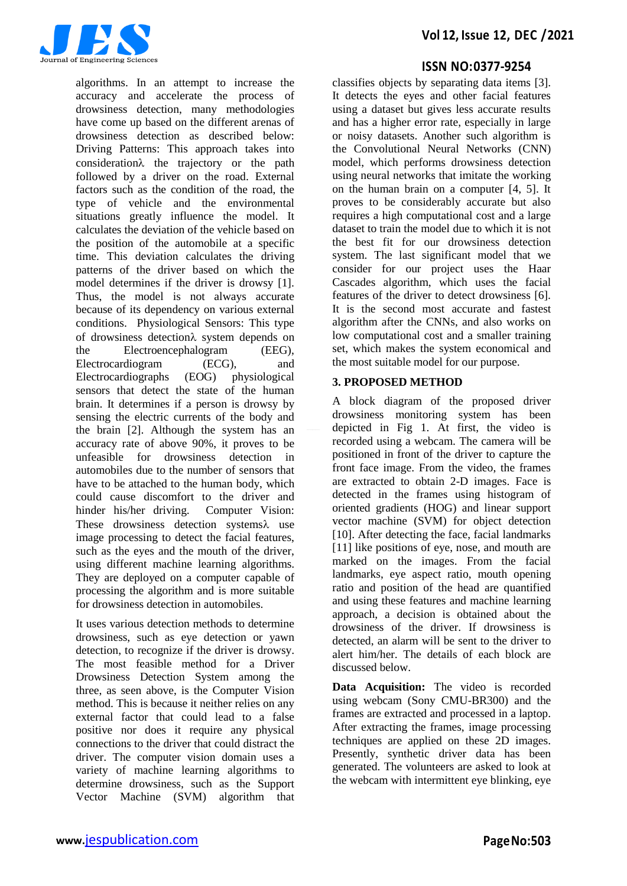algorithms. In an attempt to increase the accuracy and accelerate the process of drowsiness detection, many methodologies have come up based on the different arenas of drowsiness detection as described below: Driving Patterns: This approach takes into considerationλ the trajectory or the path followed by a driver on the road. External factors such as the condition of the road, the type of vehicle and the environmental situations greatly influence the model. It calculates the deviation of the vehicle based on the position of the automobile at a specific time. This deviation calculates the driving patterns of the driver based on which the model determines if the driver is drowsy [1]. Thus, the model is not always accurate because of its dependency on various external conditions. Physiological Sensors: This type of drowsiness detectionλ system depends on the Electroencephalogram (EEG), Electrocardiogram (ECG), and Electrocardiographs (EOG) physiological sensors that detect the state of the human brain. It determines if a person is drowsy by sensing the electric currents of the body and the brain [2]. Although the system has an accuracy rate of above 90%, it proves to be unfeasible for drowsiness detection in automobiles due to the number of sensors that have to be attached to the human body, which could cause discomfort to the driver and hinder his/her driving. Computer Vision: These drowsiness detection systemsλ use image processing to detect the facial features, such as the eyes and the mouth of the driver, using different machine learning algorithms. They are deployed on a computer capable of processing the algorithm and is more suitable for drowsiness detection in automobiles.

It uses various detection methods to determine drowsiness, such as eye detection or yawn detection, to recognize if the driver is drowsy. The most feasible method for a Driver Drowsiness Detection System among the three, as seen above, is the Computer Vision method. This is because it neither relies on any external factor that could lead to a false positive nor does it require any physical connections to the driver that could distract the driver. The computer vision domain uses a variety of machine learning algorithms to determine drowsiness, such as the Support Vector Machine (SVM) algorithm that classifies objects by separating data items [3]. It detects the eyes and other facial features using a dataset but gives less accurate results and has a higher error rate, especially in large or noisy datasets. Another such algorithm is the Convolutional Neural Networks (CNN) model, which performs drowsiness detection using neural networks that imitate the working on the human brain on a computer [4, 5]. It proves to be considerably accurate but also requires a high computational cost and a large dataset to train the model due to which it is not the best fit for our drowsiness detection system. The last significant model that we consider for our project uses the Haar Cascades algorithm, which uses the facial features of the driver to detect drowsiness [6]. It is the second most accurate and fastest algorithm after the CNNs, and also works on low computational cost and a smaller training set, which makes the system economical and the most suitable model for our purpose.

## 3. PROPOSED METHOD

A block diagram of the proposed driver drowsiness monitoring system has been depicted in Fig 1. At first, the video is recorded using a webcam. The camera will be positioned in front of the driver to capture the front face image. From the video, the frames are extracted to obtain 2-D images. Face is detected in the frames using histogram of oriented gradients (HOG) and linear support vector machine (SVM) for object detection [10]. After detecting the face, facial landmarks [11] like positions of eye, nose, and mouth are marked on the images. From the facial landmarks, eye aspect ratio, mouth opening ratio and position of the head are quantified and using these features and machine learning approach, a decision is obtained about the drowsiness of the driver. If drowsiness is detected, an alarm will be sent to the driver to alert him/her. The details of each block are discussed below.

**Data Acquisition:** The video is recorded using webcam (Sony CMU-BR300) and the frames are extracted and processed in a laptop. After extracting the frames, image processing techniques are applied on these 2D images. Presently, synthetic driver data has been generated. The volunteers are asked to look at the webcam with intermittent eye blinking, eye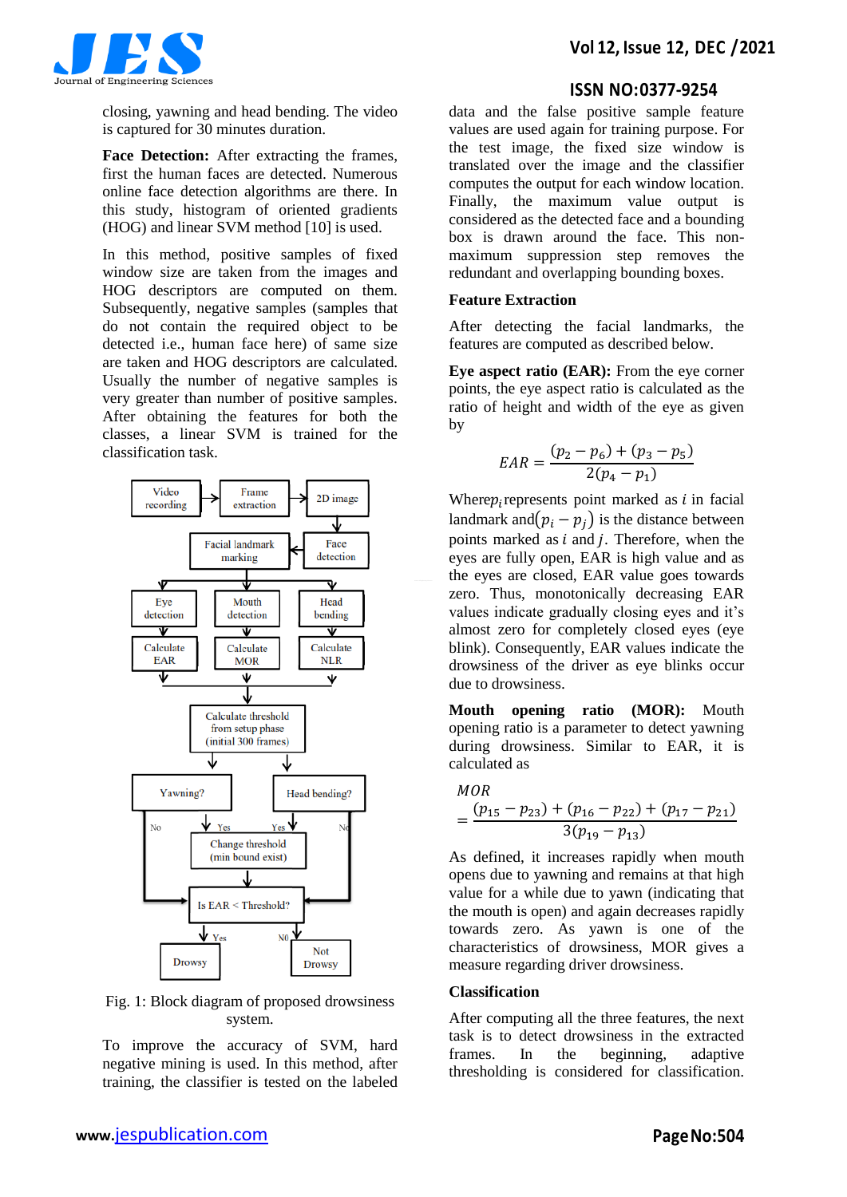closing, yawning and head bending. The video is captured for 30 minutes duration.

**Face Detection:** After extracting the frames, first the human faces are detected. Numerous online face detection algorithms are there. In this study, histogram of oriented gradients (HOG) and linear SVM method [10] is used.

In this method, positive samples of fixed window size are taken from the images and HOG descriptors are computed on them. Subsequently, negative samples (samples that do not contain the required object to be detected i.e., human face here) of same size are taken and HOG descriptors are calculated. Usually the number of negative samples is very greater than number of positive samples. After obtaining the features for both the classes, a linear SVM is trained for the classification task.

Video recording
Frame extraction
2D image
Face detection
Facial landmark marking
Eye detection
Mouth detection
Head bending
Calculate EAR
Calculate MOR
Calculate NLR
Calculate threshold from setup phase (initial 300 frames)
Yawning?
Head bending?
No
Yes
Yes
No
Change threshold (min bound exist)
Is EAR < Threshold?
Yes
NO
Drowsy
Not Drowsy

Fig. 1: Block diagram of proposed drowsiness system.

To improve the accuracy of SVM, hard negative mining is used. In this method, after training, the classifier is tested on the labeled data and the false positive sample feature values are used again for training purpose. For the test image, the fixed size window is translated over the image and the classifier computes the output for each window location. Finally, the maximum value output is considered as the detected face and a bounding box is drawn around the face. This non-maximum suppression step removes the redundant and overlapping bounding boxes.

### Feature Extraction

After detecting the facial landmarks, the features are computed as described below.

**Eye aspect ratio (EAR):** From the eye corner points, the eye aspect ratio is calculated as the ratio of height and width of the eye as given by

$$EAR = \frac{(p_2 - p_6) + (p_3 - p_5)}{2(p_4 - p_1)}$$

Where $p_i$ represents point marked as $i$ in facial landmark and $(p_i - p_j)$ is the distance between points marked as $i$ and $j$. Therefore, when the eyes are fully open, EAR is high value and as the eyes are closed, EAR value goes towards zero. Thus, monotonically decreasing EAR values indicate gradually closing eyes and it's almost zero for completely closed eyes (eye blink). Consequently, EAR values indicate the drowsiness of the driver as eye blinks occur due to drowsiness.

**Mouth opening ratio (MOR):** Mouth opening ratio is a parameter to detect yawning during drowsiness. Similar to EAR, it is calculated as

$$MOR = \frac{(p_{15} - p_{23}) + (p_{16} - p_{22}) + (p_{17} - p_{21})}{3(p_{19} - p_{13})}$$

As defined, it increases rapidly when mouth opens due to yawning and remains at that high value for a while due to yawn (indicating that the mouth is open) and again decreases rapidly towards zero. As yawn is one of the characteristics of drowsiness, MOR gives a measure regarding driver drowsiness.

### Classification

After computing all the three features, the next task is to detect drowsiness in the extracted frames. In the beginning, adaptive thresholding is considered for classification.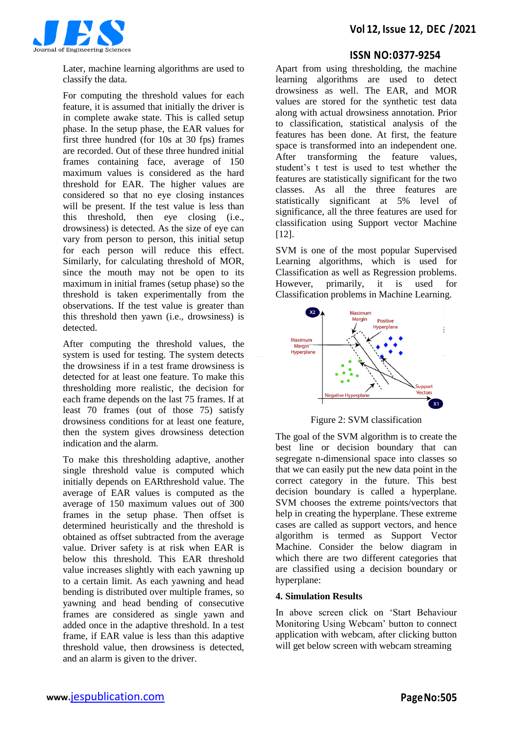Later, machine learning algorithms are used to classify the data.

For computing the threshold values for each feature, it is assumed that initially the driver is in complete awake state. This is called setup phase. In the setup phase, the EAR values for first three hundred (for 10s at 30 fps) frames are recorded. Out of these three hundred initial frames containing face, average of 150 maximum values is considered as the hard threshold for EAR. The higher values are considered so that no eye closing instances will be present. If the test value is less than this threshold, then eye closing (i.e., drowsiness) is detected. As the size of eye can vary from person to person, this initial setup for each person will reduce this effect. Similarly, for calculating threshold of MOR, since the mouth may not be open to its maximum in initial frames (setup phase) so the threshold is taken experimentally from the observations. If the test value is greater than this threshold then yawn (i.e., drowsiness) is detected.

After computing the threshold values, the system is used for testing. The system detects the drowsiness if in a test frame drowsiness is detected for at least one feature. To make this thresholding more realistic, the decision for each frame depends on the last 75 frames. If at least 70 frames (out of those 75) satisfy drowsiness conditions for at least one feature, then the system gives drowsiness detection indication and the alarm.

To make this thresholding adaptive, another single threshold value is computed which initially depends on EARthreshold value. The average of EAR values is computed as the average of 150 maximum values out of 300 frames in the setup phase. Then offset is determined heuristically and the threshold is obtained as offset subtracted from the average value. Driver safety is at risk when EAR is below this threshold. This EAR threshold value increases slightly with each yawning up to a certain limit. As each yawning and head bending is distributed over multiple frames, so yawning and head bending of consecutive frames are considered as single yawn and added once in the adaptive threshold. In a test frame, if EAR value is less than this adaptive threshold value, then drowsiness is detected, and an alarm is given to the driver.

Apart from using thresholding, the machine learning algorithms are used to detect drowsiness as well. The EAR, and MOR values are stored for the synthetic test data along with actual drowsiness annotation. Prior to classification, statistical analysis of the features has been done. At first, the feature space is transformed into an independent one. After transforming the feature values, student's t test is used to test whether the features are statistically significant for the two classes. As all the three features are statistically significant at 5% level of significance, all the three features are used for classification using Support vector Machine [12].

SVM is one of the most popular Supervised Learning algorithms, which is used for Classification as well as Regression problems. However, primarily, it is used for Classification problems in Machine Learning.

X2
Maximum Margin
Positive Hyperplane
Maximum Margin Hyperplane
Support Vectors
Negative Hyperplane
X1

Figure 2: SVM classification

The goal of the SVM algorithm is to create the best line or decision boundary that can segregate n-dimensional space into classes so that we can easily put the new data point in the correct category in the future. This best decision boundary is called a hyperplane. SVM chooses the extreme points/vectors that help in creating the hyperplane. These extreme cases are called as support vectors, and hence algorithm is termed as Support Vector Machine. Consider the below diagram in which there are two different categories that are classified using a decision boundary or hyperplane:

**4. Simulation Results**

In above screen click on 'Start Behaviour Monitoring Using Webcam' button to connect application with webcam, after clicking button will get below screen with webcam streaming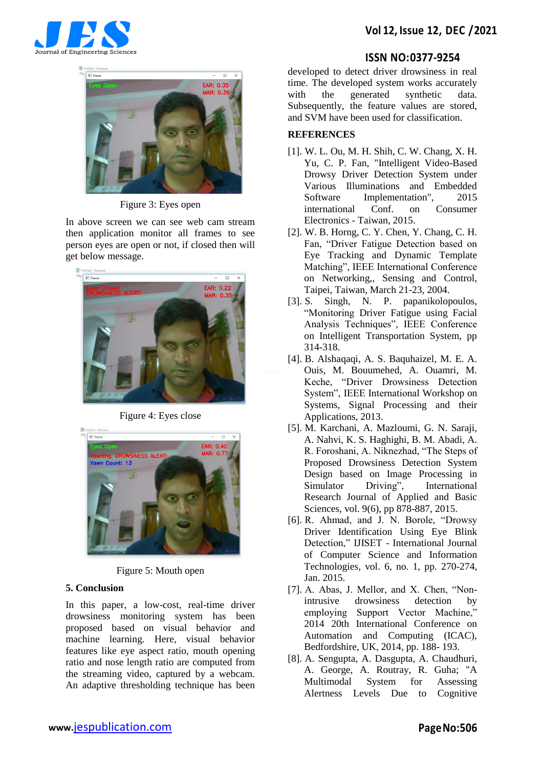Figure 3: Eyes open

In above screen we can see web cam stream then application monitor all frames to see person eyes are open or not, if closed then will get below message.

Figure 4: Eyes close

Figure 5: Mouth open

## 5. Conclusion

In this paper, a low-cost, real-time driver drowsiness monitoring system has been proposed based on visual behavior and machine learning. Here, visual behavior features like eye aspect ratio, mouth opening ratio and nose length ratio are computed from the streaming video, captured by a webcam. An adaptive thresholding technique has been developed to detect driver drowsiness in real time. The developed system works accurately with the generated synthetic data. Subsequently, the feature values are stored, and SVM have been used for classification.

## REFERENCES

[1]. W. L. Ou, M. H. Shih, C. W. Chang, X. H. Yu, C. P. Fan, "Intelligent Video-Based Drowsy Driver Detection System under Various Illuminations and Embedded Software Implementation", 2015 international Conf. on Consumer Electronics - Taiwan, 2015.

[2]. W. B. Horng, C. Y. Chen, Y. Chang, C. H. Fan, "Driver Fatigue Detection based on Eye Tracking and Dynamic Template Matching", IEEE International Conference on Networking,, Sensing and Control, Taipei, Taiwan, March 21-23, 2004.

[3]. S. Singh, N. P. papanikolopoulos, "Monitoring Driver Fatigue using Facial Analysis Techniques", IEEE Conference on Intelligent Transportation System, pp 314-318.

[4]. B. Alshaqaqi, A. S. Baquhaizel, M. E. A. Ouis, M. Bouumehed, A. Ouamri, M. Keche, "Driver Drowsiness Detection System", IEEE International Workshop on Systems, Signal Processing and their Applications, 2013.

[5]. M. Karchani, A. Mazloumi, G. N. Saraji, A. Nahvi, K. S. Haghighi, B. M. Abadi, A. R. Foroshani, A. Niknezhad, "The Steps of Proposed Drowsiness Detection System Design based on Image Processing in Simulator Driving", International Research Journal of Applied and Basic Sciences, vol. 9(6), pp 878-887, 2015.

[6]. R. Ahmad, and J. N. Borole, "Drowsy Driver Identification Using Eye Blink Detection," IJISET - International Journal of Computer Science and Information Technologies, vol. 6, no. 1, pp. 270-274, Jan. 2015.

[7]. A. Abas, J. Mellor, and X. Chen, "Non-intrusive drowsiness detection by employing Support Vector Machine," 2014 20th International Conference on Automation and Computing (ICAC), Bedfordshire, UK, 2014, pp. 188- 193.

[8]. A. Sengupta, A. Dasgupta, A. Chaudhuri, A. George, A. Routray, R. Guha; "A Multimodal System for Assessing Alertness Levels Due to Cognitive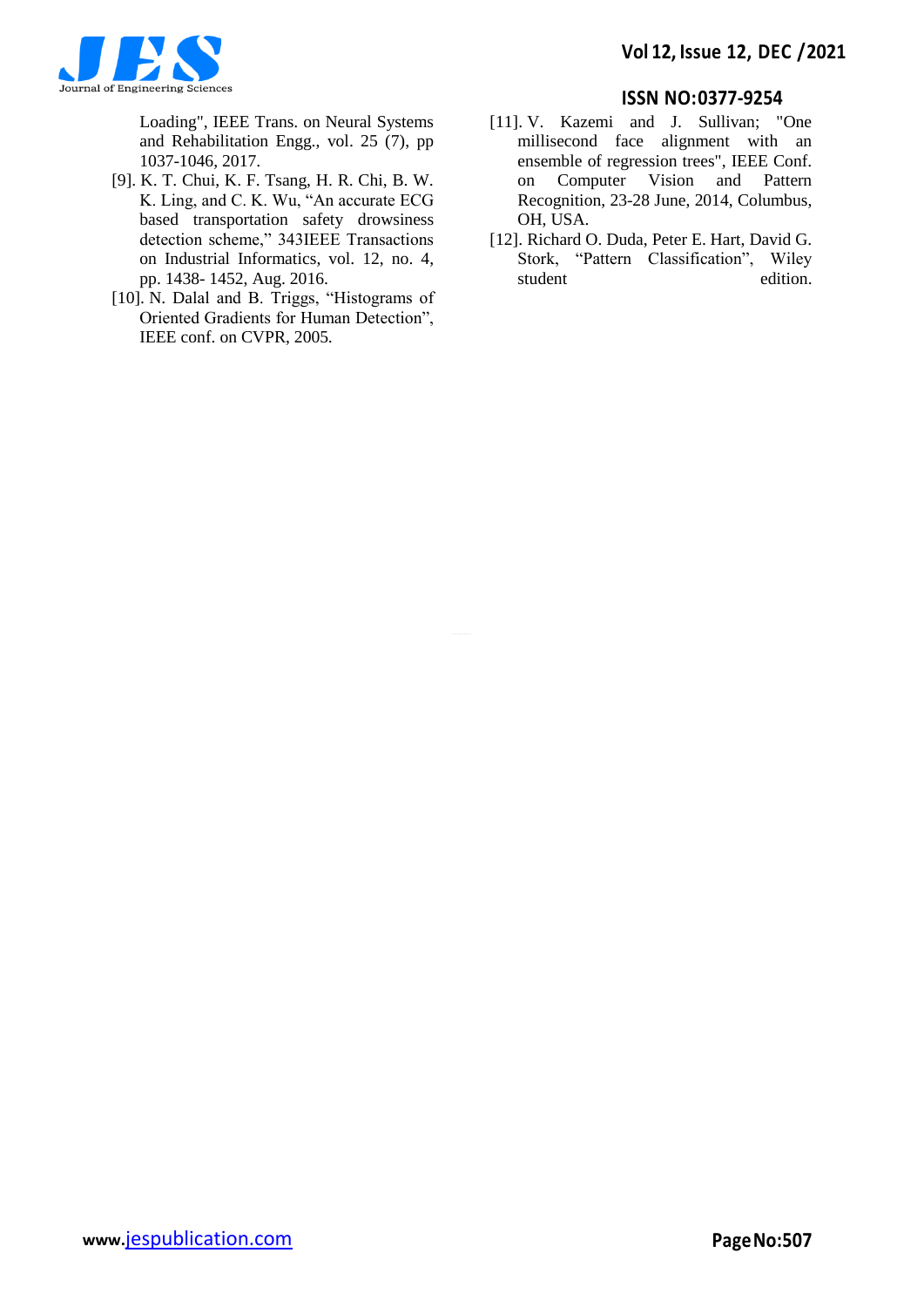Loading", IEEE Trans. on Neural Systems and Rehabilitation Engg., vol. 25 (7), pp 1037-1046, 2017.

[9]. K. T. Chui, K. F. Tsang, H. R. Chi, B. W. K. Ling, and C. K. Wu, "An accurate ECG based transportation safety drowsiness detection scheme," 343IEEE Transactions on Industrial Informatics, vol. 12, no. 4, pp. 1438- 1452, Aug. 2016.

[10]. N. Dalal and B. Triggs, "Histograms of Oriented Gradients for Human Detection", IEEE conf. on CVPR, 2005.

[11]. V. Kazemi and J. Sullivan; "One millisecond face alignment with an ensemble of regression trees", IEEE Conf. on Computer Vision and Pattern Recognition, 23-28 June, 2014, Columbus, OH, USA.

[12]. Richard O. Duda, Peter E. Hart, David G. Stork, "Pattern Classification", Wiley student edition.